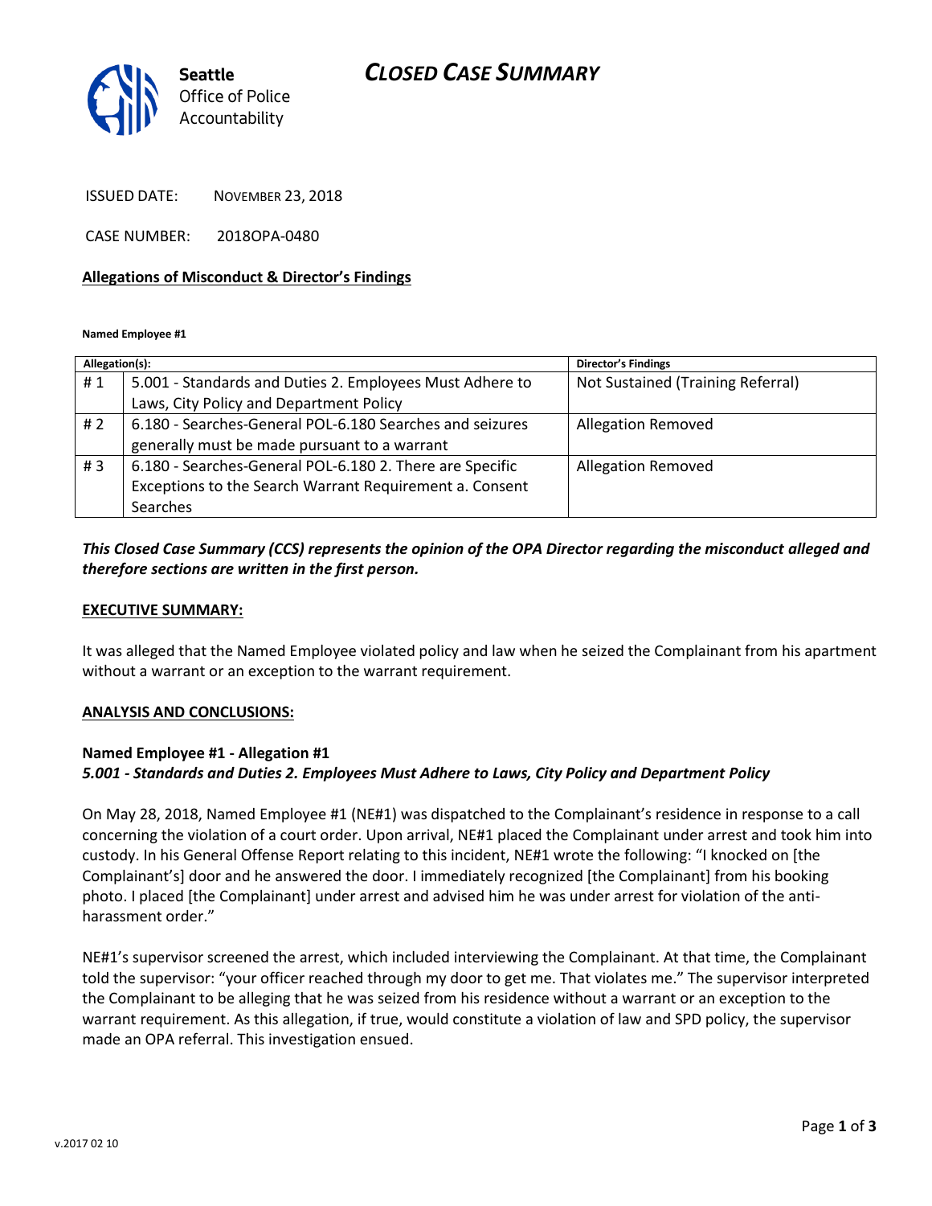Seattle Office of Police Accountability

# CLOSED CASE SUMMARY

ISSUED DATE: NOVEMBER 23, 2018

CASE NUMBER: 2018OPA-0480

## Allegations of Misconduct & Director's Findings

**Named Employee #1**

| Allegation(s): | | Director's Findings |
|---|---|---|
| # 1 | 5.001 - Standards and Duties 2. Employees Must Adhere to Laws, City Policy and Department Policy | Not Sustained (Training Referral) |
| # 2 | 6.180 - Searches-General POL-6.180 Searches and seizures generally must be made pursuant to a warrant | Allegation Removed |
| # 3 | 6.180 - Searches-General POL-6.180 2. There are Specific Exceptions to the Search Warrant Requirement a. Consent Searches | Allegation Removed |

***This Closed Case Summary (CCS) represents the opinion of the OPA Director regarding the misconduct alleged and therefore sections are written in the first person.***

### EXECUTIVE SUMMARY:

It was alleged that the Named Employee violated policy and law when he seized the Complainant from his apartment without a warrant or an exception to the warrant requirement.

### ANALYSIS AND CONCLUSIONS:

**Named Employee #1 - Allegation #1**
***5.001 - Standards and Duties 2. Employees Must Adhere to Laws, City Policy and Department Policy***

On May 28, 2018, Named Employee #1 (NE#1) was dispatched to the Complainant's residence in response to a call concerning the violation of a court order. Upon arrival, NE#1 placed the Complainant under arrest and took him into custody. In his General Offense Report relating to this incident, NE#1 wrote the following: "I knocked on [the Complainant's] door and he answered the door. I immediately recognized [the Complainant] from his booking photo. I placed [the Complainant] under arrest and advised him he was under arrest for violation of the anti-harassment order."

NE#1's supervisor screened the arrest, which included interviewing the Complainant. At that time, the Complainant told the supervisor: "your officer reached through my door to get me. That violates me." The supervisor interpreted the Complainant to be alleging that he was seized from his residence without a warrant or an exception to the warrant requirement. As this allegation, if true, would constitute a violation of law and SPD policy, the supervisor made an OPA referral. This investigation ensued.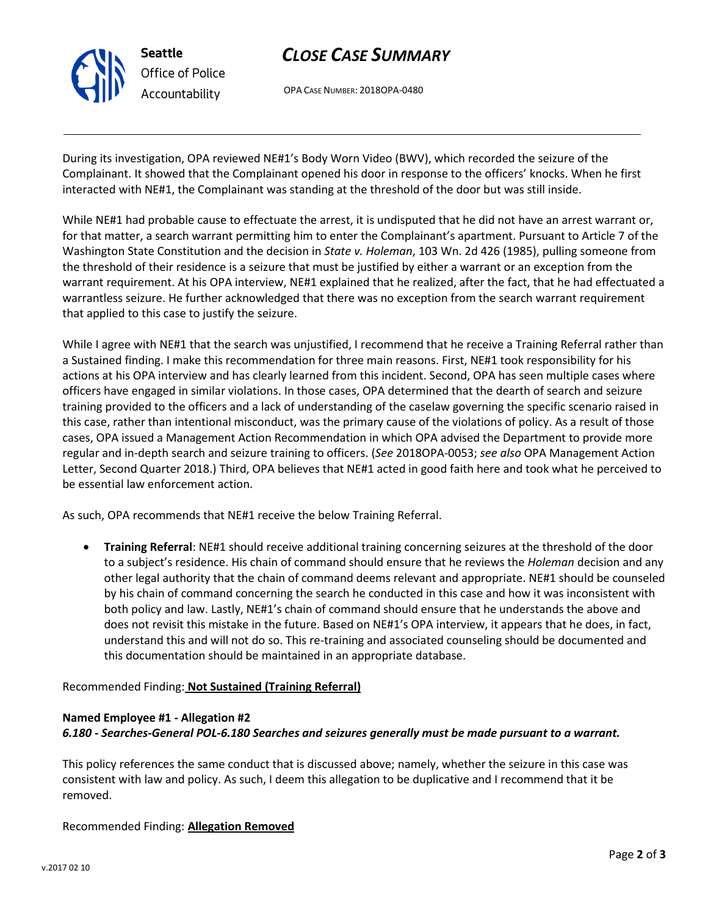During its investigation, OPA reviewed NE#1's Body Worn Video (BWV), which recorded the seizure of the Complainant. It showed that the Complainant opened his door in response to the officers' knocks. When he first interacted with NE#1, the Complainant was standing at the threshold of the door but was still inside.

While NE#1 had probable cause to effectuate the arrest, it is undisputed that he did not have an arrest warrant or, for that matter, a search warrant permitting him to enter the Complainant's apartment. Pursuant to Article 7 of the Washington State Constitution and the decision in *State v. Holeman*, 103 Wn. 2d 426 (1985), pulling someone from the threshold of their residence is a seizure that must be justified by either a warrant or an exception from the warrant requirement. At his OPA interview, NE#1 explained that he realized, after the fact, that he had effectuated a warrantless seizure. He further acknowledged that there was no exception from the search warrant requirement that applied to this case to justify the seizure.

While I agree with NE#1 that the search was unjustified, I recommend that he receive a Training Referral rather than a Sustained finding. I make this recommendation for three main reasons. First, NE#1 took responsibility for his actions at his OPA interview and has clearly learned from this incident. Second, OPA has seen multiple cases where officers have engaged in similar violations. In those cases, OPA determined that the dearth of search and seizure training provided to the officers and a lack of understanding of the caselaw governing the specific scenario raised in this case, rather than intentional misconduct, was the primary cause of the violations of policy. As a result of those cases, OPA issued a Management Action Recommendation in which OPA advised the Department to provide more regular and in-depth search and seizure training to officers. (*See* 2018OPA-0053; *see also* OPA Management Action Letter, Second Quarter 2018.) Third, OPA believes that NE#1 acted in good faith here and took what he perceived to be essential law enforcement action.

As such, OPA recommends that NE#1 receive the below Training Referral.

- **Training Referral**: NE#1 should receive additional training concerning seizures at the threshold of the door to a subject's residence. His chain of command should ensure that he reviews the *Holeman* decision and any other legal authority that the chain of command deems relevant and appropriate. NE#1 should be counseled by his chain of command concerning the search he conducted in this case and how it was inconsistent with both policy and law. Lastly, NE#1's chain of command should ensure that he understands the above and does not revisit this mistake in the future. Based on NE#1's OPA interview, it appears that he does, in fact, understand this and will not do so. This re-training and associated counseling should be documented and this documentation should be maintained in an appropriate database.

Recommended Finding: **Not Sustained (Training Referral)**

**Named Employee #1 - Allegation #2**
***6.180 - Searches-General POL-6.180 Searches and seizures generally must be made pursuant to a warrant.***

This policy references the same conduct that is discussed above; namely, whether the seizure in this case was consistent with law and policy. As such, I deem this allegation to be duplicative and I recommend that it be removed.

Recommended Finding: **Allegation Removed**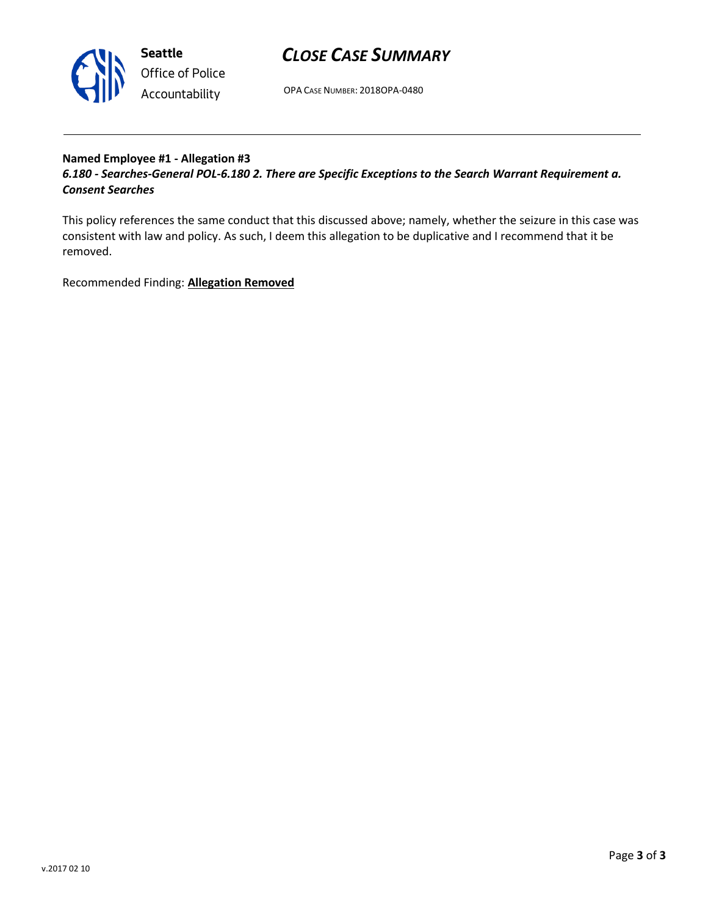**Named Employee #1 - Allegation #3**
***6.180 - Searches-General POL-6.180 2. There are Specific Exceptions to the Search Warrant Requirement a. Consent Searches***

This policy references the same conduct that this discussed above; namely, whether the seizure in this case was consistent with law and policy. As such, I deem this allegation to be duplicative and I recommend that it be removed.

Recommended Finding: **Allegation Removed**